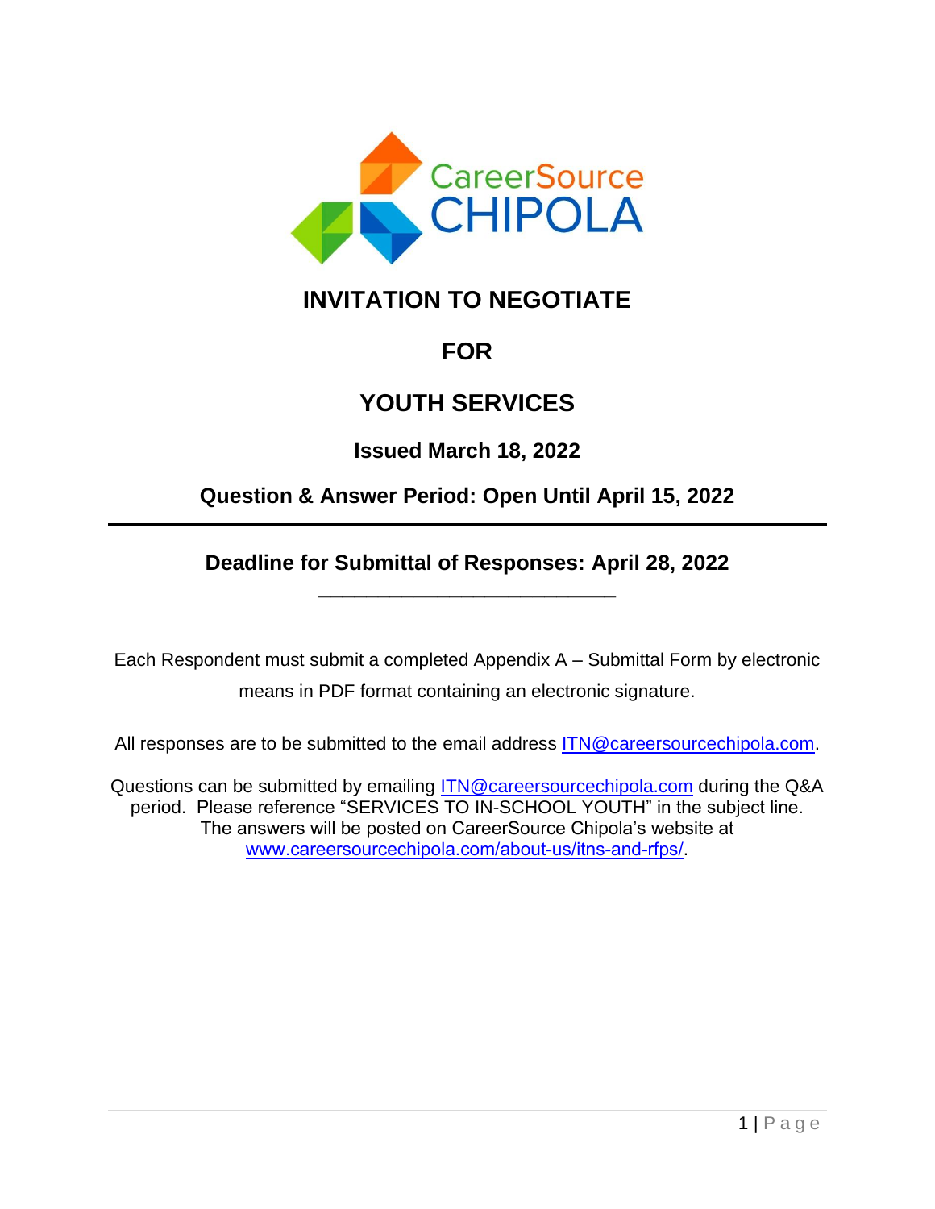# INVITATION TO NEGOTIATE

# FOR

# YOUTH SERVICES

**Issued March 18, 2022**

**Question & Answer Period: Open Until April 15, 2022**

---

**Deadline for Submittal of Responses: April 28, 2022**

Each Respondent must submit a completed Appendix A – Submittal Form by electronic means in PDF format containing an electronic signature.

All responses are to be submitted to the email address ITN@careersourcechipola.com.

Questions can be submitted by emailing ITN@careersourcechipola.com during the Q&A period. Please reference "SERVICES TO IN-SCHOOL YOUTH" in the subject line. The answers will be posted on CareerSource Chipola's website at www.careersourcechipola.com/about-us/itns-and-rfps/.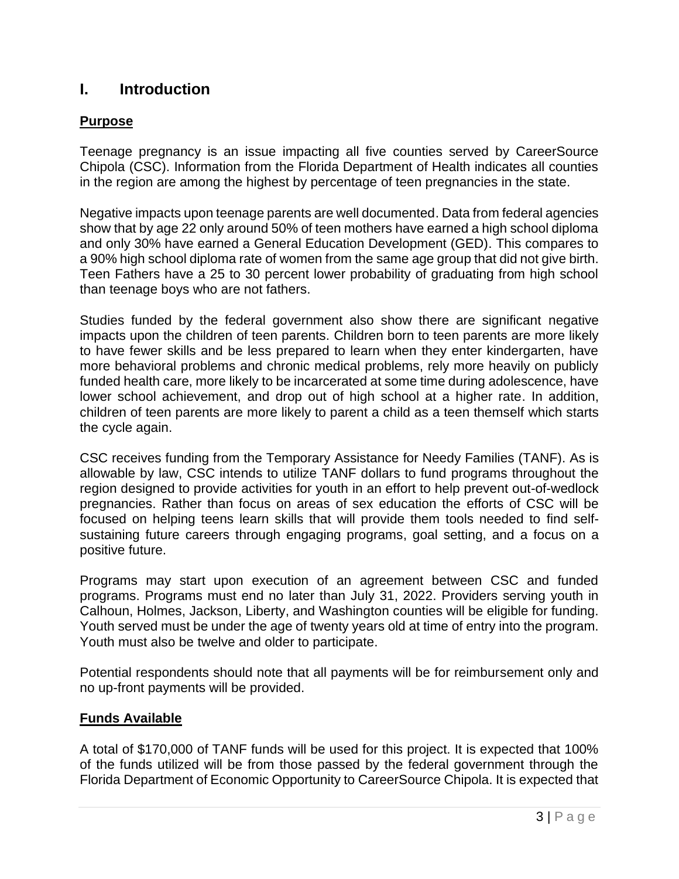# I. Introduction

**Purpose**

Teenage pregnancy is an issue impacting all five counties served by CareerSource Chipola (CSC). Information from the Florida Department of Health indicates all counties in the region are among the highest by percentage of teen pregnancies in the state.

Negative impacts upon teenage parents are well documented. Data from federal agencies show that by age 22 only around 50% of teen mothers have earned a high school diploma and only 30% have earned a General Education Development (GED). This compares to a 90% high school diploma rate of women from the same age group that did not give birth. Teen Fathers have a 25 to 30 percent lower probability of graduating from high school than teenage boys who are not fathers.

Studies funded by the federal government also show there are significant negative impacts upon the children of teen parents. Children born to teen parents are more likely to have fewer skills and be less prepared to learn when they enter kindergarten, have more behavioral problems and chronic medical problems, rely more heavily on publicly funded health care, more likely to be incarcerated at some time during adolescence, have lower school achievement, and drop out of high school at a higher rate. In addition, children of teen parents are more likely to parent a child as a teen themself which starts the cycle again.

CSC receives funding from the Temporary Assistance for Needy Families (TANF). As is allowable by law, CSC intends to utilize TANF dollars to fund programs throughout the region designed to provide activities for youth in an effort to help prevent out-of-wedlock pregnancies. Rather than focus on areas of sex education the efforts of CSC will be focused on helping teens learn skills that will provide them tools needed to find self-sustaining future careers through engaging programs, goal setting, and a focus on a positive future.

Programs may start upon execution of an agreement between CSC and funded programs. Programs must end no later than July 31, 2022. Providers serving youth in Calhoun, Holmes, Jackson, Liberty, and Washington counties will be eligible for funding. Youth served must be under the age of twenty years old at time of entry into the program. Youth must also be twelve and older to participate.

Potential respondents should note that all payments will be for reimbursement only and no up-front payments will be provided.

**Funds Available**

A total of $170,000 of TANF funds will be used for this project. It is expected that 100% of the funds utilized will be from those passed by the federal government through the Florida Department of Economic Opportunity to CareerSource Chipola. It is expected that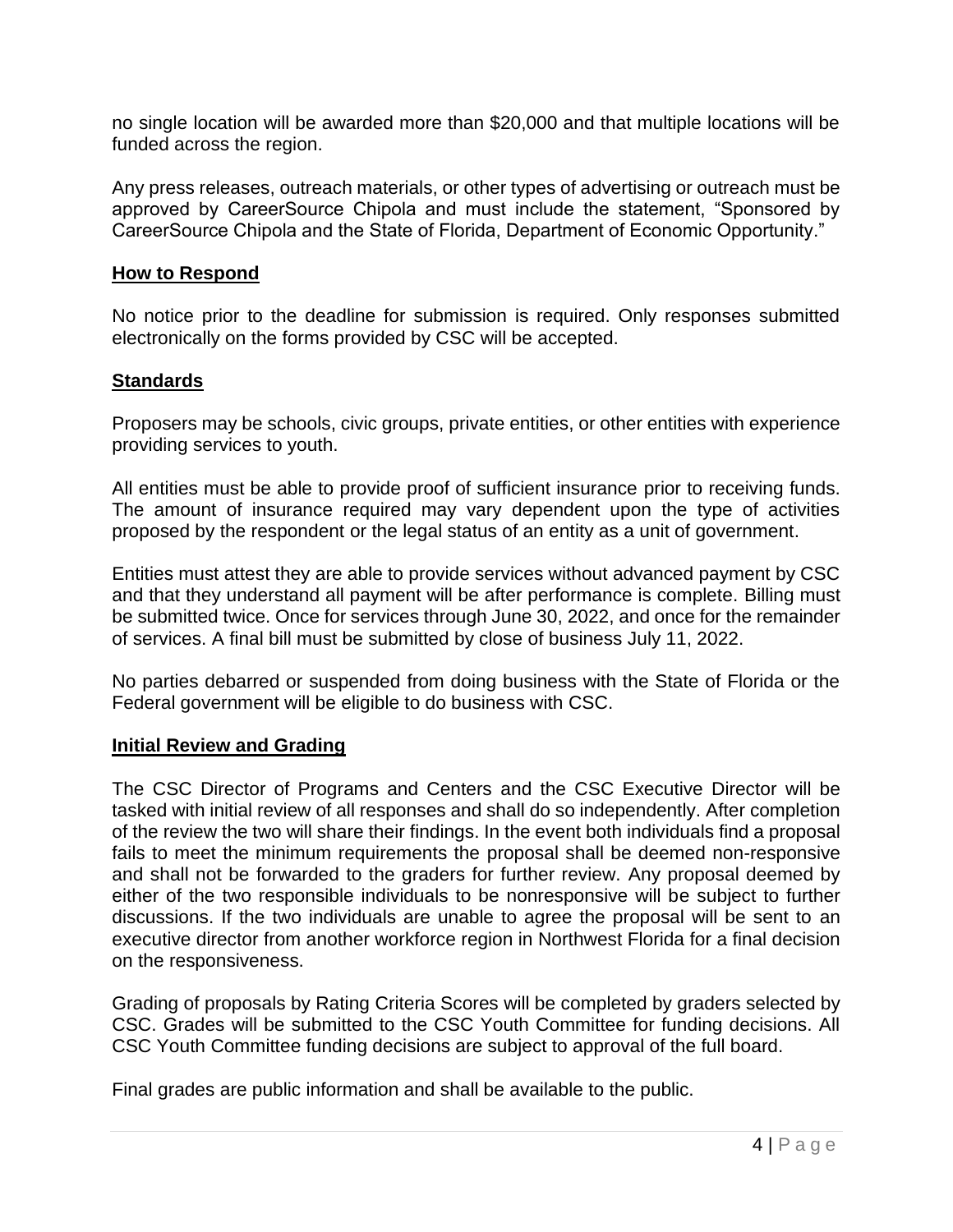no single location will be awarded more than $20,000 and that multiple locations will be funded across the region.

Any press releases, outreach materials, or other types of advertising or outreach must be approved by CareerSource Chipola and must include the statement, "Sponsored by CareerSource Chipola and the State of Florida, Department of Economic Opportunity."

## How to Respond

No notice prior to the deadline for submission is required. Only responses submitted electronically on the forms provided by CSC will be accepted.

## Standards

Proposers may be schools, civic groups, private entities, or other entities with experience providing services to youth.

All entities must be able to provide proof of sufficient insurance prior to receiving funds. The amount of insurance required may vary dependent upon the type of activities proposed by the respondent or the legal status of an entity as a unit of government.

Entities must attest they are able to provide services without advanced payment by CSC and that they understand all payment will be after performance is complete. Billing must be submitted twice. Once for services through June 30, 2022, and once for the remainder of services. A final bill must be submitted by close of business July 11, 2022.

No parties debarred or suspended from doing business with the State of Florida or the Federal government will be eligible to do business with CSC.

## Initial Review and Grading

The CSC Director of Programs and Centers and the CSC Executive Director will be tasked with initial review of all responses and shall do so independently. After completion of the review the two will share their findings. In the event both individuals find a proposal fails to meet the minimum requirements the proposal shall be deemed non-responsive and shall not be forwarded to the graders for further review. Any proposal deemed by either of the two responsible individuals to be nonresponsive will be subject to further discussions. If the two individuals are unable to agree the proposal will be sent to an executive director from another workforce region in Northwest Florida for a final decision on the responsiveness.

Grading of proposals by Rating Criteria Scores will be completed by graders selected by CSC. Grades will be submitted to the CSC Youth Committee for funding decisions. All CSC Youth Committee funding decisions are subject to approval of the full board.

Final grades are public information and shall be available to the public.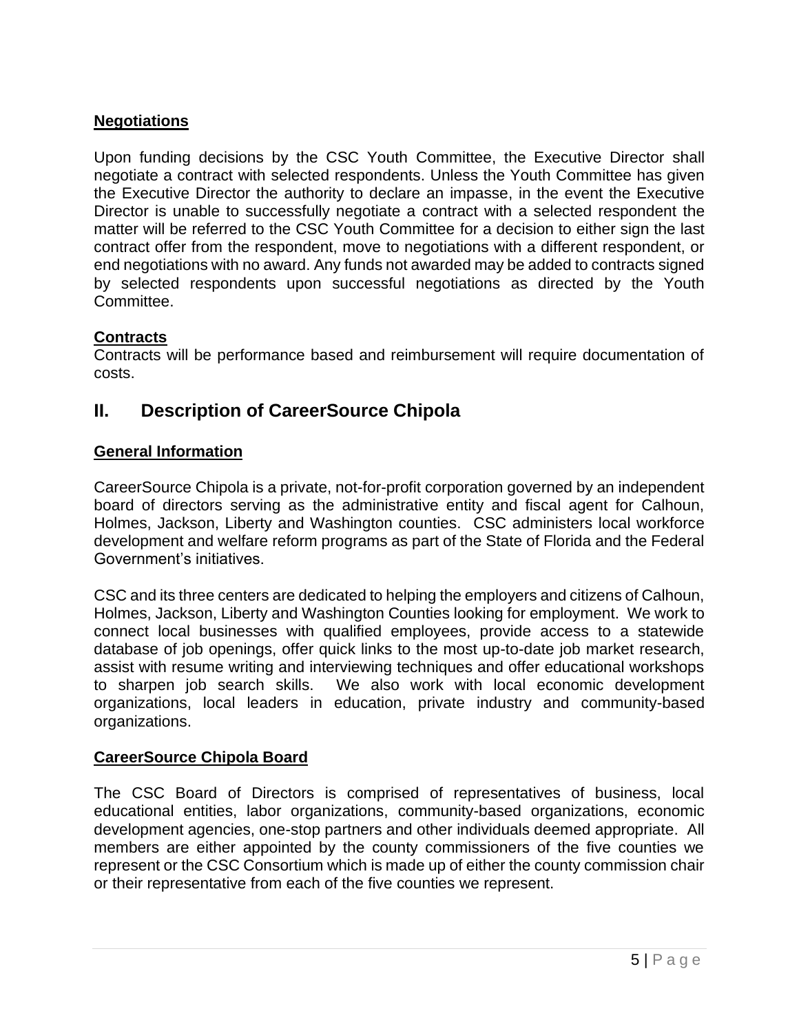**Negotiations**

Upon funding decisions by the CSC Youth Committee, the Executive Director shall negotiate a contract with selected respondents. Unless the Youth Committee has given the Executive Director the authority to declare an impasse, in the event the Executive Director is unable to successfully negotiate a contract with a selected respondent the matter will be referred to the CSC Youth Committee for a decision to either sign the last contract offer from the respondent, move to negotiations with a different respondent, or end negotiations with no award. Any funds not awarded may be added to contracts signed by selected respondents upon successful negotiations as directed by the Youth Committee.

**Contracts**

Contracts will be performance based and reimbursement will require documentation of costs.

## II. Description of CareerSource Chipola

**General Information**

CareerSource Chipola is a private, not-for-profit corporation governed by an independent board of directors serving as the administrative entity and fiscal agent for Calhoun, Holmes, Jackson, Liberty and Washington counties. CSC administers local workforce development and welfare reform programs as part of the State of Florida and the Federal Government's initiatives.

CSC and its three centers are dedicated to helping the employers and citizens of Calhoun, Holmes, Jackson, Liberty and Washington Counties looking for employment. We work to connect local businesses with qualified employees, provide access to a statewide database of job openings, offer quick links to the most up-to-date job market research, assist with resume writing and interviewing techniques and offer educational workshops to sharpen job search skills. We also work with local economic development organizations, local leaders in education, private industry and community-based organizations.

**CareerSource Chipola Board**

The CSC Board of Directors is comprised of representatives of business, local educational entities, labor organizations, community-based organizations, economic development agencies, one-stop partners and other individuals deemed appropriate. All members are either appointed by the county commissioners of the five counties we represent or the CSC Consortium which is made up of either the county commission chair or their representative from each of the five counties we represent.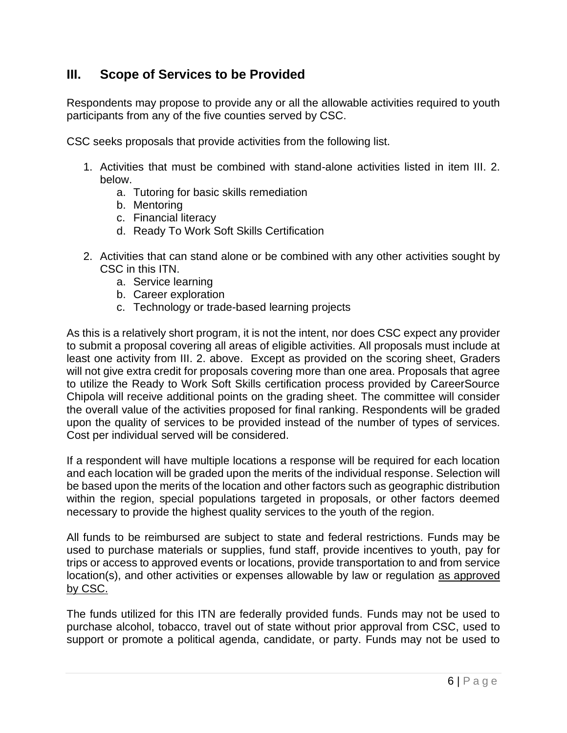## III. Scope of Services to be Provided

Respondents may propose to provide any or all the allowable activities required to youth participants from any of the five counties served by CSC.

CSC seeks proposals that provide activities from the following list.

1. Activities that must be combined with stand-alone activities listed in item III. 2. below.
   a. Tutoring for basic skills remediation
   b. Mentoring
   c. Financial literacy
   d. Ready To Work Soft Skills Certification

2. Activities that can stand alone or be combined with any other activities sought by CSC in this ITN.
   a. Service learning
   b. Career exploration
   c. Technology or trade-based learning projects

As this is a relatively short program, it is not the intent, nor does CSC expect any provider to submit a proposal covering all areas of eligible activities. All proposals must include at least one activity from III. 2. above. Except as provided on the scoring sheet, Graders will not give extra credit for proposals covering more than one area. Proposals that agree to utilize the Ready to Work Soft Skills certification process provided by CareerSource Chipola will receive additional points on the grading sheet. The committee will consider the overall value of the activities proposed for final ranking. Respondents will be graded upon the quality of services to be provided instead of the number of types of services. Cost per individual served will be considered.

If a respondent will have multiple locations a response will be required for each location and each location will be graded upon the merits of the individual response. Selection will be based upon the merits of the location and other factors such as geographic distribution within the region, special populations targeted in proposals, or other factors deemed necessary to provide the highest quality services to the youth of the region.

All funds to be reimbursed are subject to state and federal restrictions. Funds may be used to purchase materials or supplies, fund staff, provide incentives to youth, pay for trips or access to approved events or locations, provide transportation to and from service location(s), and other activities or expenses allowable by law or regulation as approved by CSC.

The funds utilized for this ITN are federally provided funds. Funds may not be used to purchase alcohol, tobacco, travel out of state without prior approval from CSC, used to support or promote a political agenda, candidate, or party. Funds may not be used to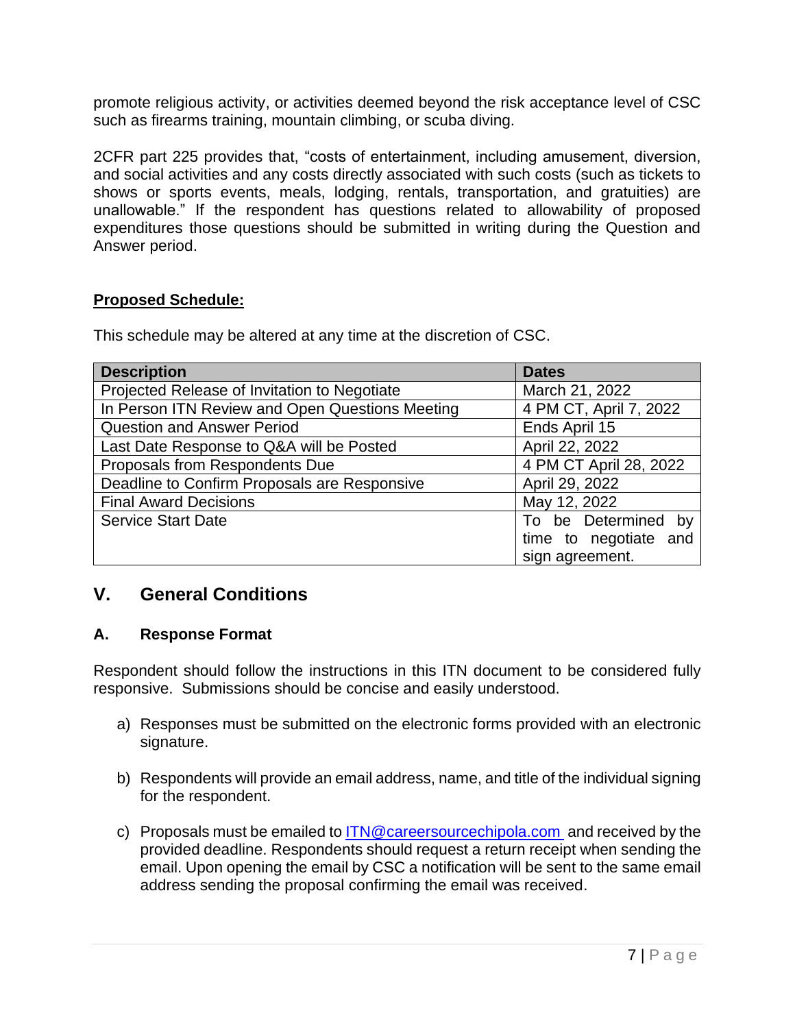promote religious activity, or activities deemed beyond the risk acceptance level of CSC such as firearms training, mountain climbing, or scuba diving.

2CFR part 225 provides that, "costs of entertainment, including amusement, diversion, and social activities and any costs directly associated with such costs (such as tickets to shows or sports events, meals, lodging, rentals, transportation, and gratuities) are unallowable." If the respondent has questions related to allowability of proposed expenditures those questions should be submitted in writing during the Question and Answer period.

**Proposed Schedule:**

This schedule may be altered at any time at the discretion of CSC.

| Description | Dates |
|---|---|
| Projected Release of Invitation to Negotiate | March 21, 2022 |
| In Person ITN Review and Open Questions Meeting | 4 PM CT, April 7, 2022 |
| Question and Answer Period | Ends April 15 |
| Last Date Response to Q&A will be Posted | April 22, 2022 |
| Proposals from Respondents Due | 4 PM CT April 28, 2022 |
| Deadline to Confirm Proposals are Responsive | April 29, 2022 |
| Final Award Decisions | May 12, 2022 |
| Service Start Date | To be Determined by time to negotiate and sign agreement. |

## V. General Conditions

### A. Response Format

Respondent should follow the instructions in this ITN document to be considered fully responsive. Submissions should be concise and easily understood.

a) Responses must be submitted on the electronic forms provided with an electronic signature.

b) Respondents will provide an email address, name, and title of the individual signing for the respondent.

c) Proposals must be emailed to ITN@careersourcechipola.com and received by the provided deadline. Respondents should request a return receipt when sending the email. Upon opening the email by CSC a notification will be sent to the same email address sending the proposal confirming the email was received.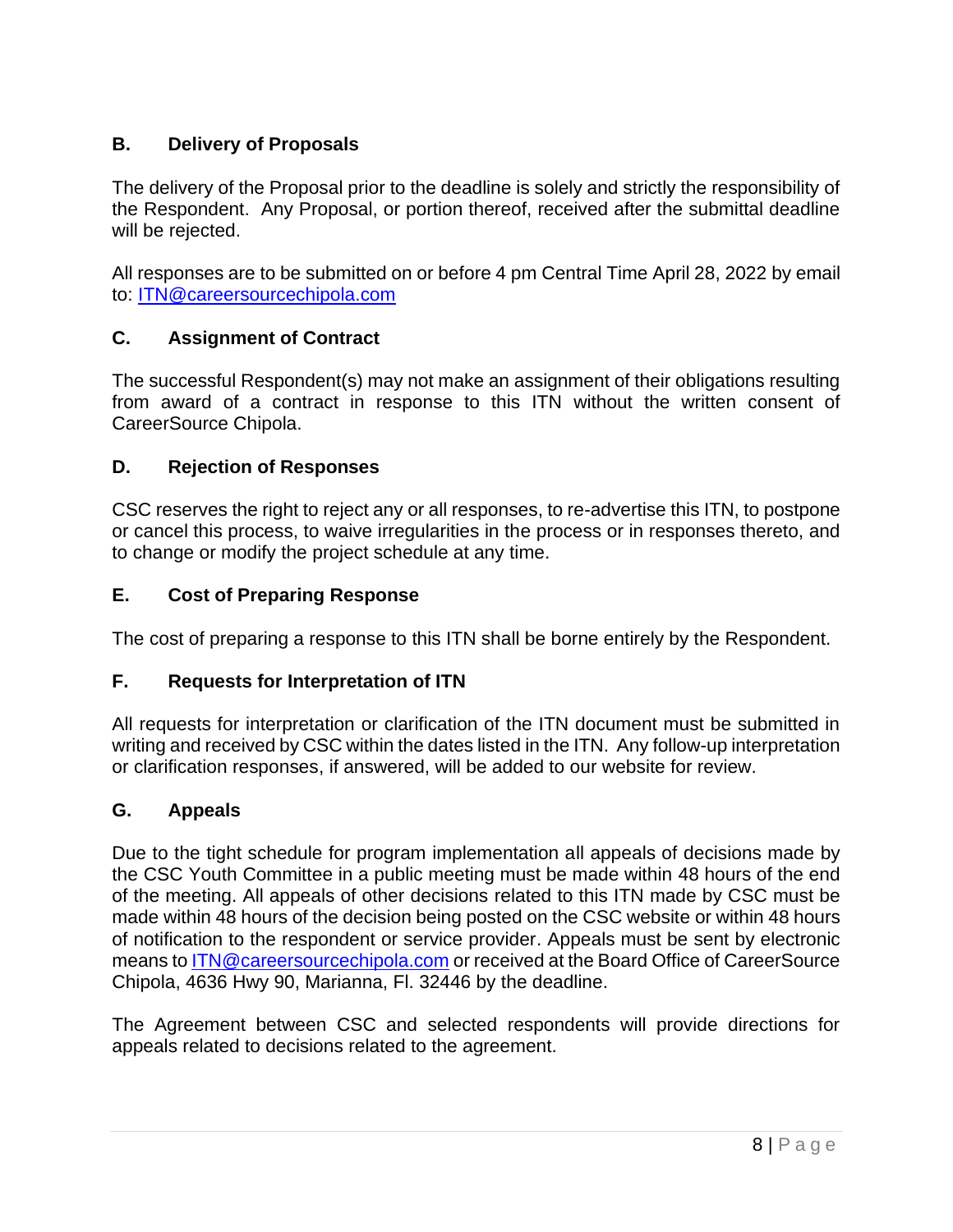### B. Delivery of Proposals

The delivery of the Proposal prior to the deadline is solely and strictly the responsibility of the Respondent. Any Proposal, or portion thereof, received after the submittal deadline will be rejected.

All responses are to be submitted on or before 4 pm Central Time April 28, 2022 by email to: ITN@careersourcechipola.com

### C. Assignment of Contract

The successful Respondent(s) may not make an assignment of their obligations resulting from award of a contract in response to this ITN without the written consent of CareerSource Chipola.

### D. Rejection of Responses

CSC reserves the right to reject any or all responses, to re-advertise this ITN, to postpone or cancel this process, to waive irregularities in the process or in responses thereto, and to change or modify the project schedule at any time.

### E. Cost of Preparing Response

The cost of preparing a response to this ITN shall be borne entirely by the Respondent.

### F. Requests for Interpretation of ITN

All requests for interpretation or clarification of the ITN document must be submitted in writing and received by CSC within the dates listed in the ITN. Any follow-up interpretation or clarification responses, if answered, will be added to our website for review.

### G. Appeals

Due to the tight schedule for program implementation all appeals of decisions made by the CSC Youth Committee in a public meeting must be made within 48 hours of the end of the meeting. All appeals of other decisions related to this ITN made by CSC must be made within 48 hours of the decision being posted on the CSC website or within 48 hours of notification to the respondent or service provider. Appeals must be sent by electronic means to ITN@careersourcechipola.com or received at the Board Office of CareerSource Chipola, 4636 Hwy 90, Marianna, Fl. 32446 by the deadline.

The Agreement between CSC and selected respondents will provide directions for appeals related to decisions related to the agreement.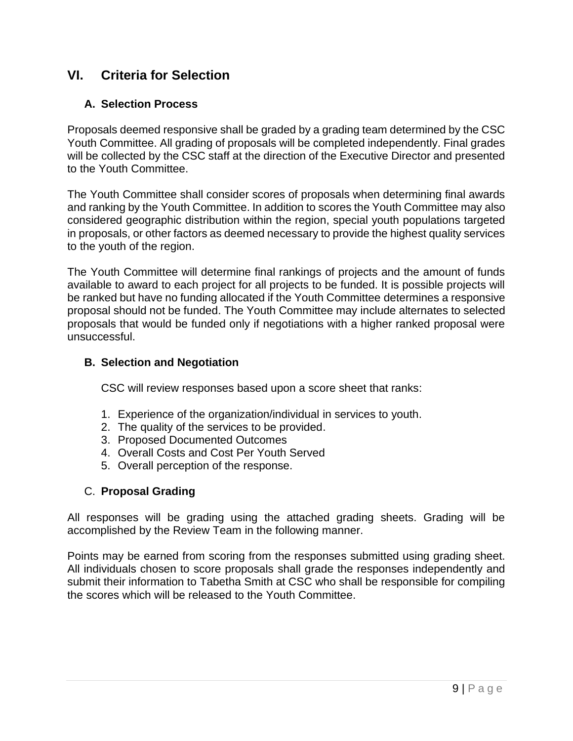## VI. Criteria for Selection

### A. Selection Process

Proposals deemed responsive shall be graded by a grading team determined by the CSC Youth Committee. All grading of proposals will be completed independently. Final grades will be collected by the CSC staff at the direction of the Executive Director and presented to the Youth Committee.

The Youth Committee shall consider scores of proposals when determining final awards and ranking by the Youth Committee. In addition to scores the Youth Committee may also considered geographic distribution within the region, special youth populations targeted in proposals, or other factors as deemed necessary to provide the highest quality services to the youth of the region.

The Youth Committee will determine final rankings of projects and the amount of funds available to award to each project for all projects to be funded. It is possible projects will be ranked but have no funding allocated if the Youth Committee determines a responsive proposal should not be funded. The Youth Committee may include alternates to selected proposals that would be funded only if negotiations with a higher ranked proposal were unsuccessful.

### B. Selection and Negotiation

CSC will review responses based upon a score sheet that ranks:

1. Experience of the organization/individual in services to youth.
2. The quality of the services to be provided.
3. Proposed Documented Outcomes
4. Overall Costs and Cost Per Youth Served
5. Overall perception of the response.

### C. Proposal Grading

All responses will be grading using the attached grading sheets. Grading will be accomplished by the Review Team in the following manner.

Points may be earned from scoring from the responses submitted using grading sheet. All individuals chosen to score proposals shall grade the responses independently and submit their information to Tabetha Smith at CSC who shall be responsible for compiling the scores which will be released to the Youth Committee.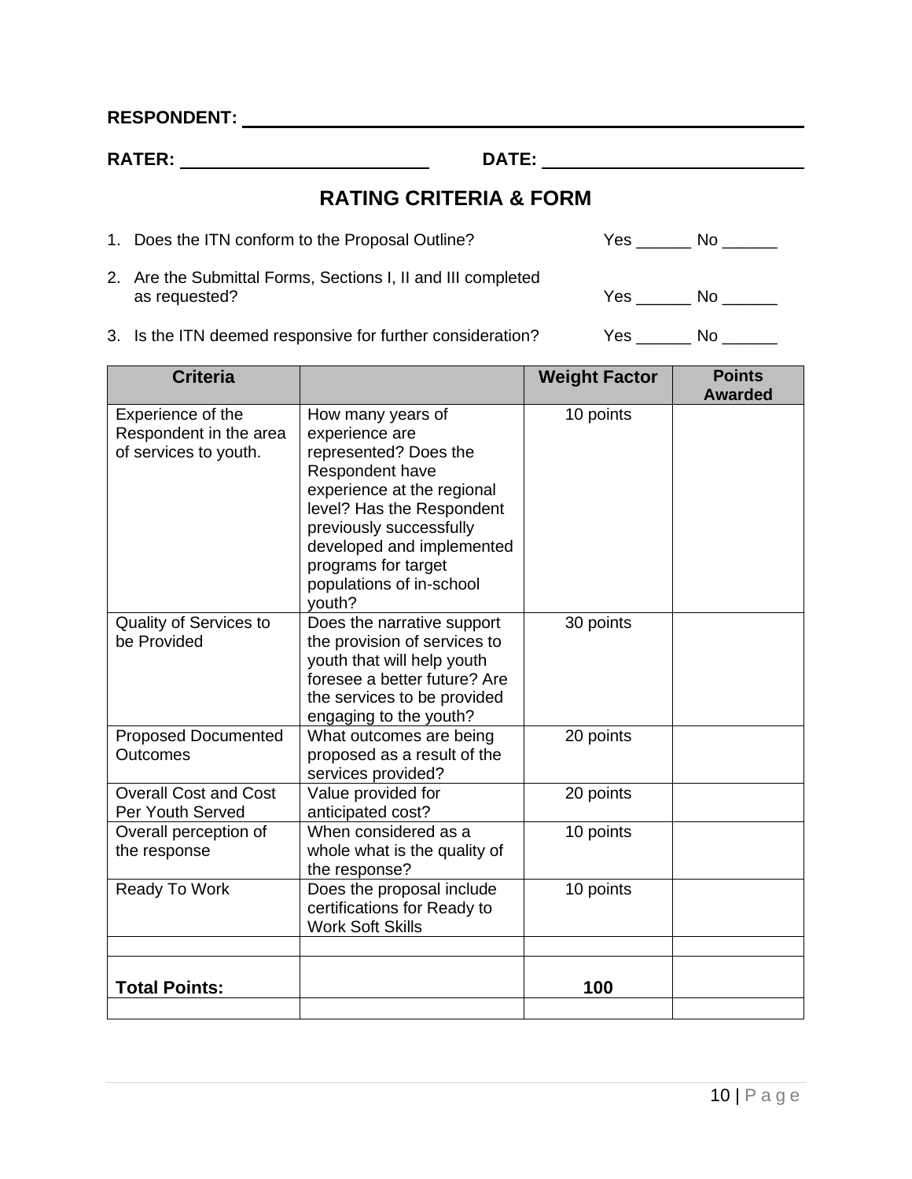**RESPONDENT:** ______________________________________________

**RATER:** ____________________ **DATE:** ____________________

## RATING CRITERIA & FORM

1. Does the ITN conform to the Proposal Outline? Yes ______ No ______
2. Are the Submittal Forms, Sections I, II and III completed as requested? Yes ______ No ______
3. Is the ITN deemed responsive for further consideration? Yes ______ No ______

| Criteria | | Weight Factor | Points Awarded |
|---|---|---|---|
| Experience of the Respondent in the area of services to youth. | How many years of experience are represented? Does the Respondent have experience at the regional level? Has the Respondent previously successfully developed and implemented programs for target populations of in-school youth? | 10 points | |
| Quality of Services to be Provided | Does the narrative support the provision of services to youth that will help youth foresee a better future? Are the services to be provided engaging to the youth? | 30 points | |
| Proposed Documented Outcomes | What outcomes are being proposed as a result of the services provided? | 20 points | |
| Overall Cost and Cost Per Youth Served | Value provided for anticipated cost? | 20 points | |
| Overall perception of the response | When considered as a whole what is the quality of the response? | 10 points | |
| Ready To Work | Does the proposal include certifications for Ready to Work Soft Skills | 10 points | |
| | | | |
| **Total Points:** | | **100** | |
| | | | |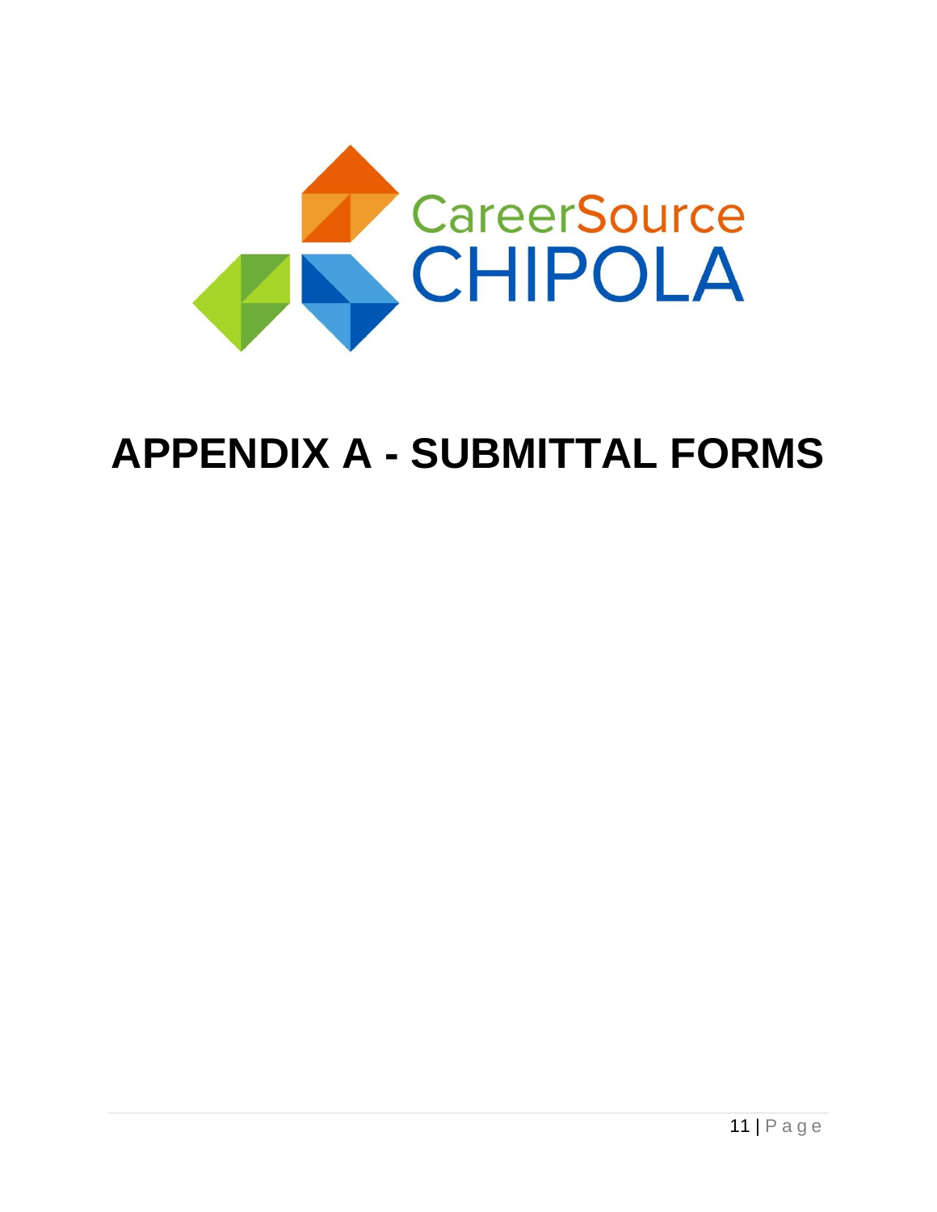CareerSource CHIPOLA

# APPENDIX A - SUBMITTAL FORMS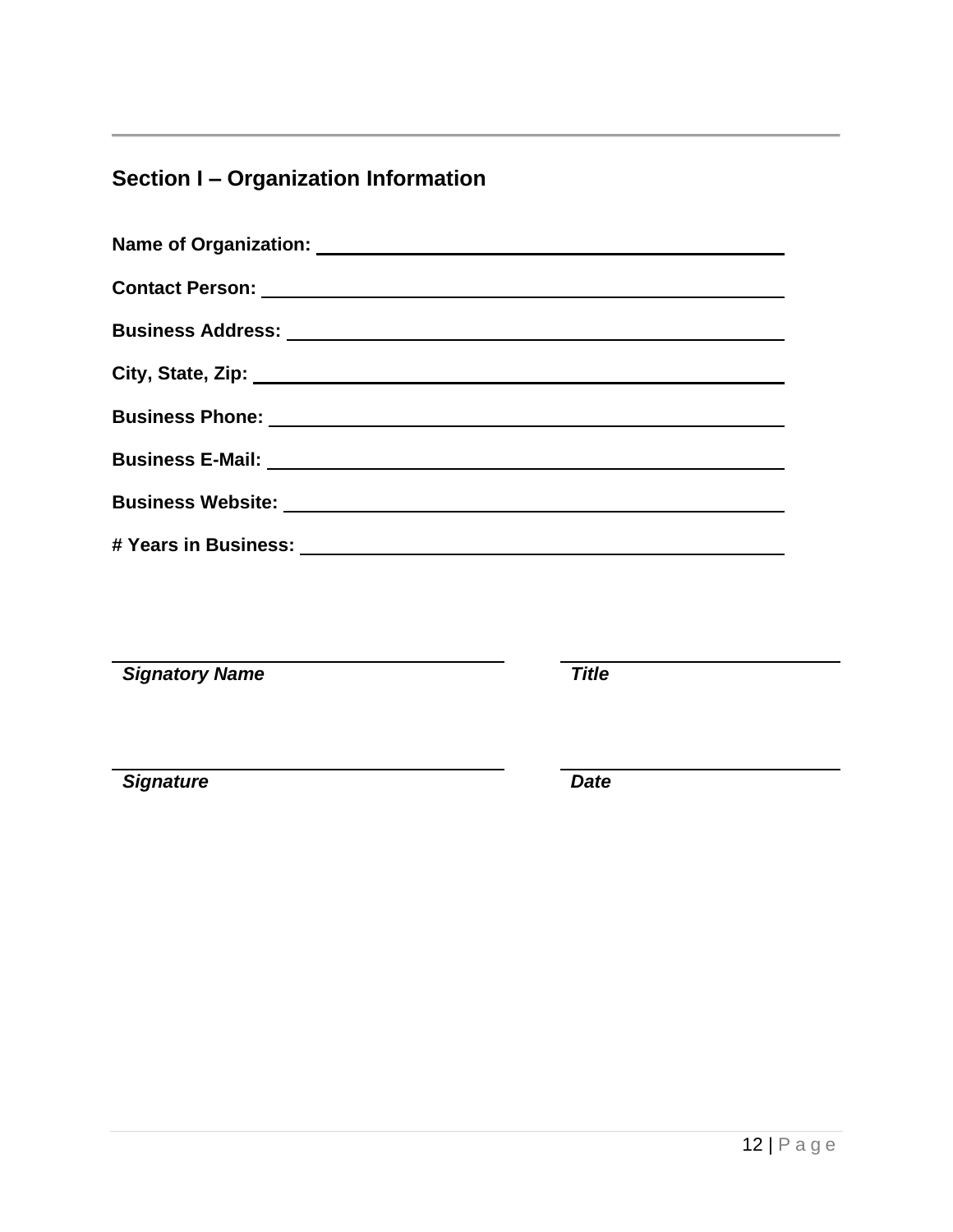## Section I – Organization Information

**Name of Organization:** ______________________________________________

**Contact Person:** ______________________________________________

**Business Address:** ______________________________________________

**City, State, Zip:** ______________________________________________

**Business Phone:** ______________________________________________

**Business E-Mail:** ______________________________________________

**Business Website:** ______________________________________________

**# Years in Business:** ______________________________________________

_______________________________________ &nbsp;&nbsp;&nbsp;&nbsp; ___________________________

***Signatory Name*** &nbsp;&nbsp;&nbsp;&nbsp; ***Title***

_______________________________________ &nbsp;&nbsp;&nbsp;&nbsp; ___________________________

***Signature*** &nbsp;&nbsp;&nbsp;&nbsp; ***Date***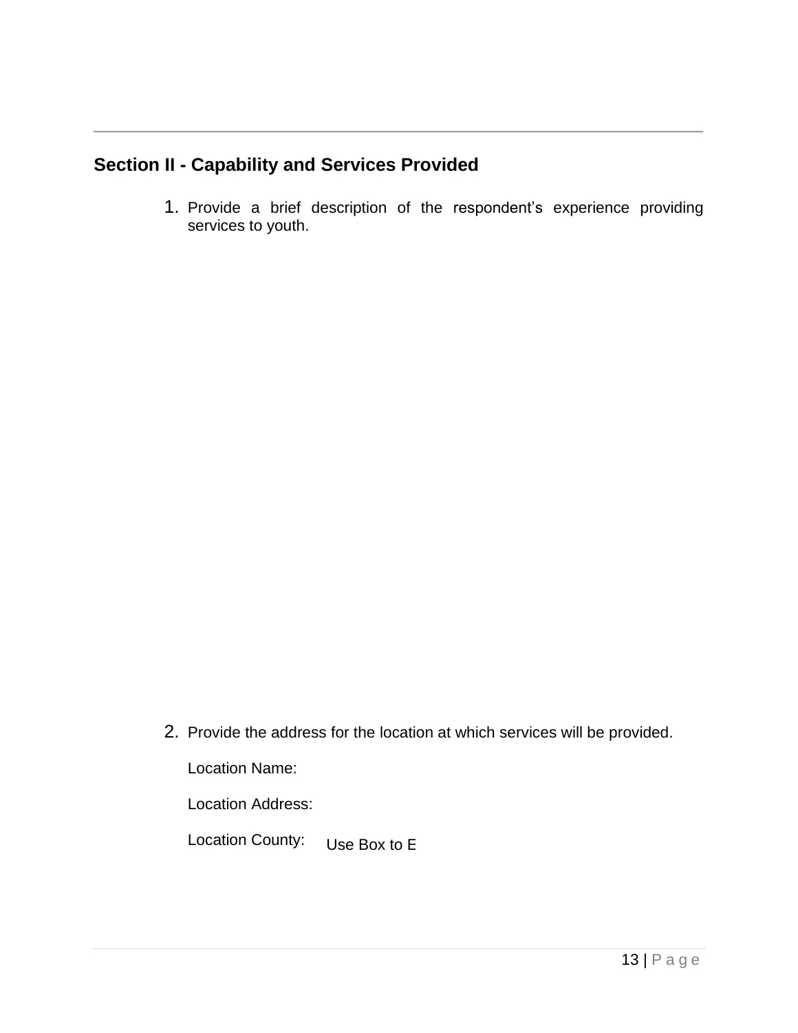## Section II - Capability and Services Provided

1. Provide a brief description of the respondent's experience providing services to youth.

2. Provide the address for the location at which services will be provided.

   Location Name:

   Location Address:

   Location County: Use Box to E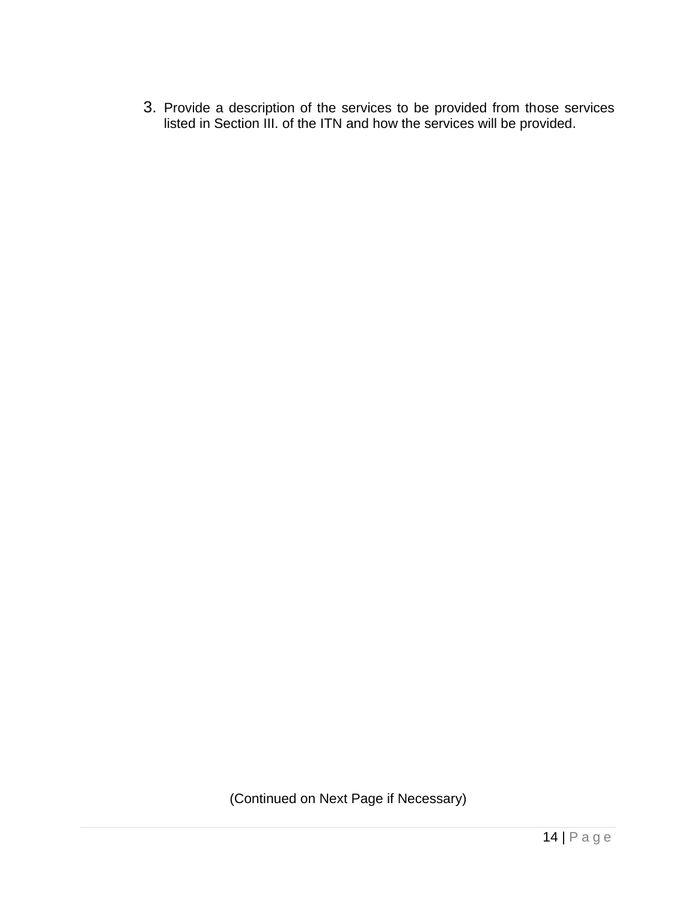3. Provide a description of the services to be provided from those services listed in Section III. of the ITN and how the services will be provided.

(Continued on Next Page if Necessary)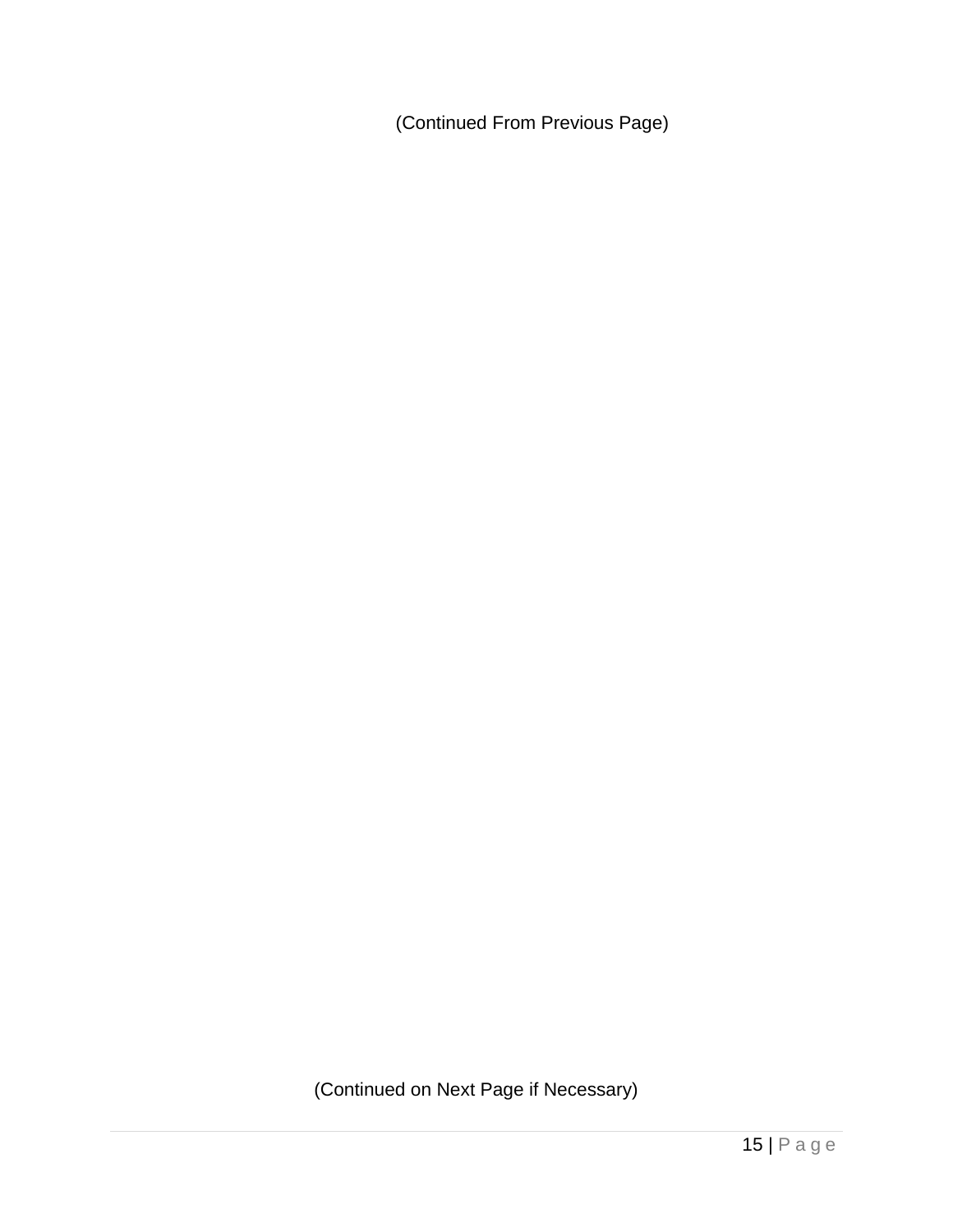(Continued From Previous Page)

(Continued on Next Page if Necessary)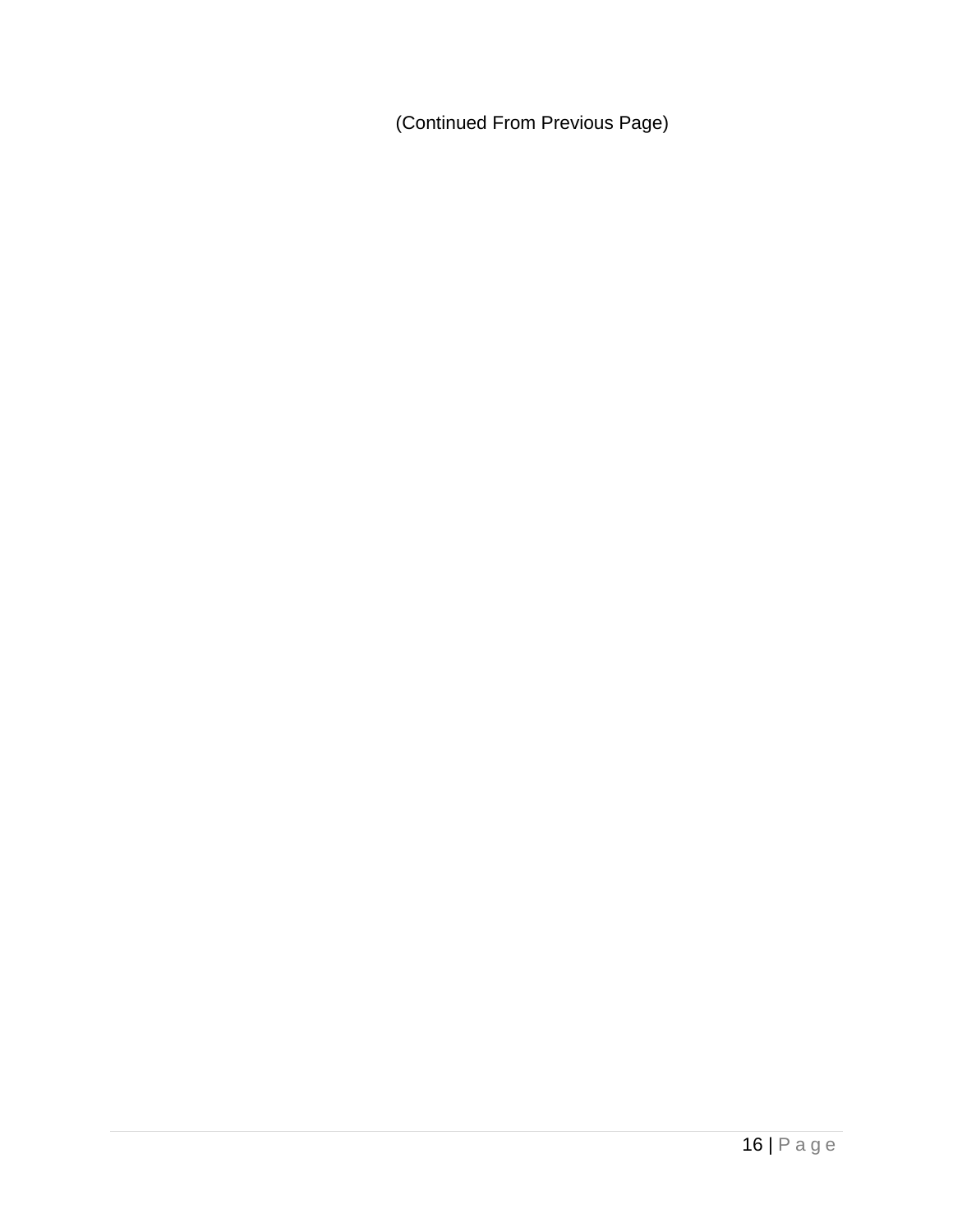(Continued From Previous Page)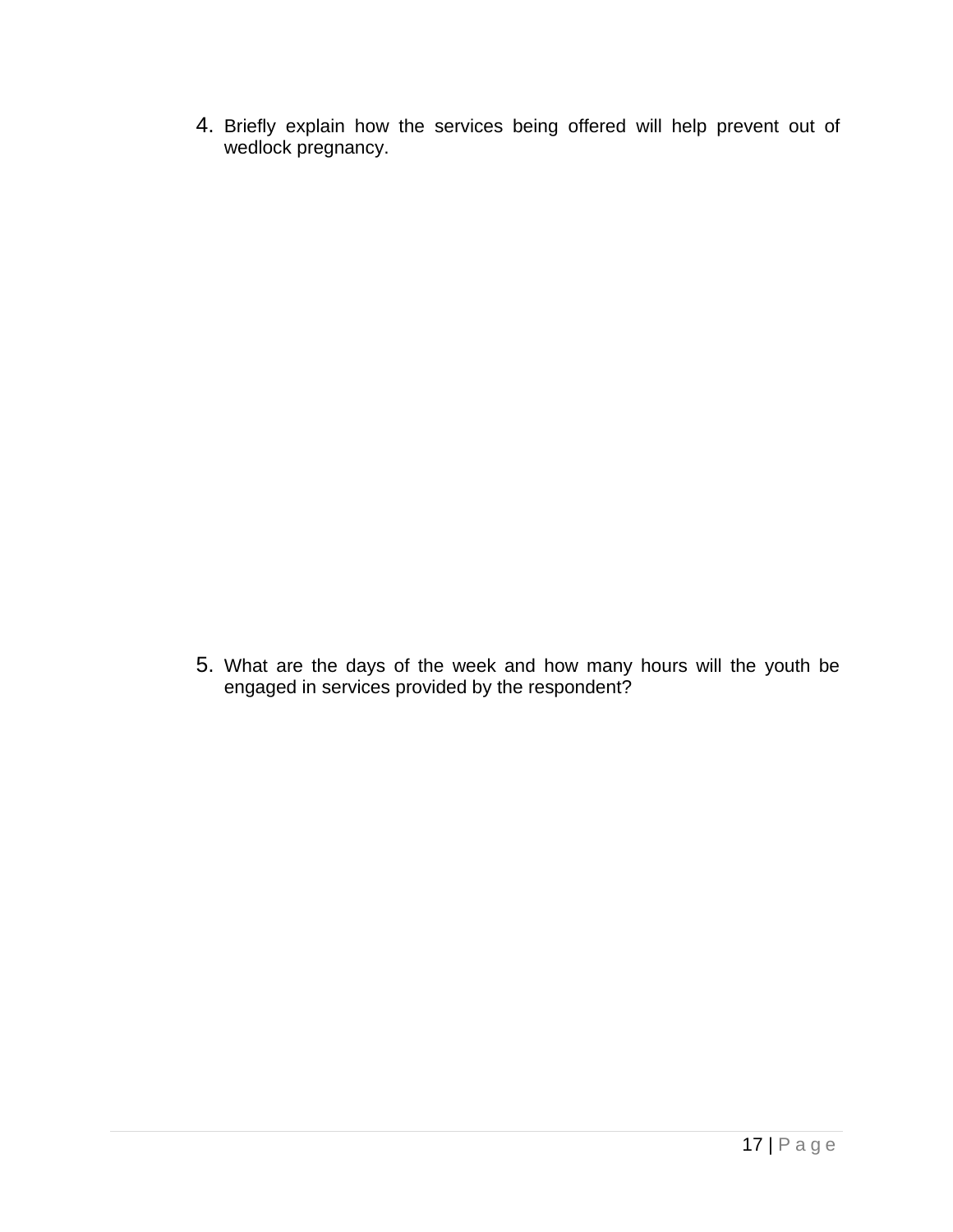4. Briefly explain how the services being offered will help prevent out of wedlock pregnancy.

5. What are the days of the week and how many hours will the youth be engaged in services provided by the respondent?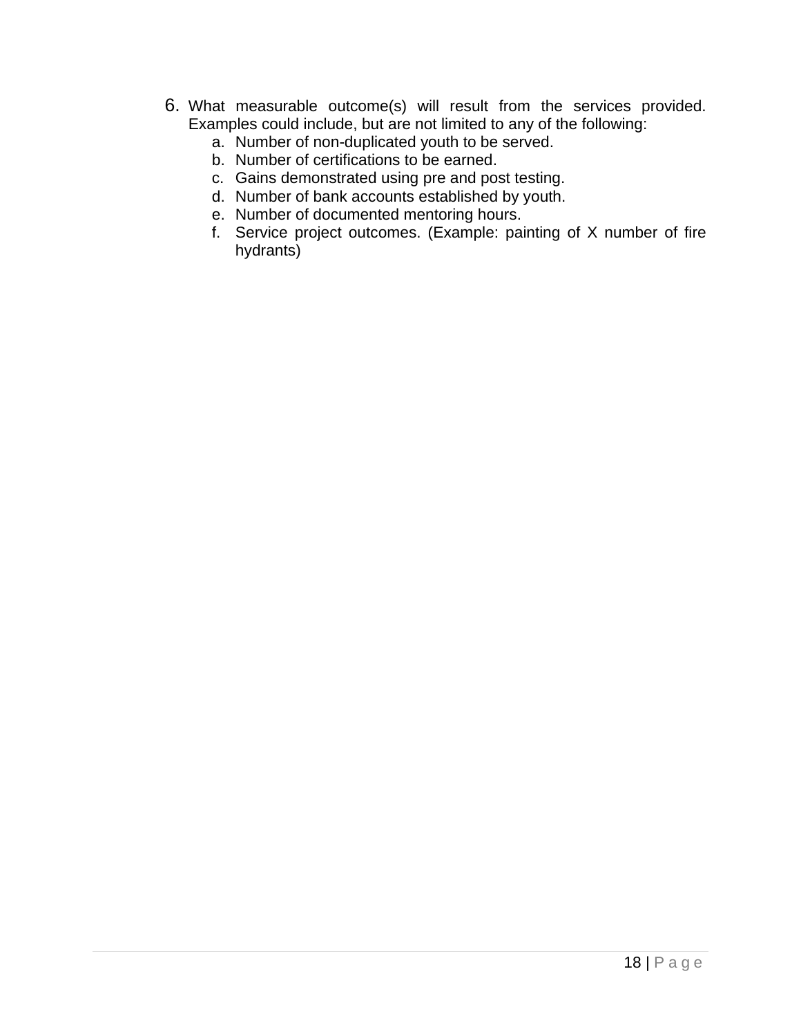6. What measurable outcome(s) will result from the services provided. Examples could include, but are not limited to any of the following:
   a. Number of non-duplicated youth to be served.
   b. Number of certifications to be earned.
   c. Gains demonstrated using pre and post testing.
   d. Number of bank accounts established by youth.
   e. Number of documented mentoring hours.
   f. Service project outcomes. (Example: painting of X number of fire hydrants)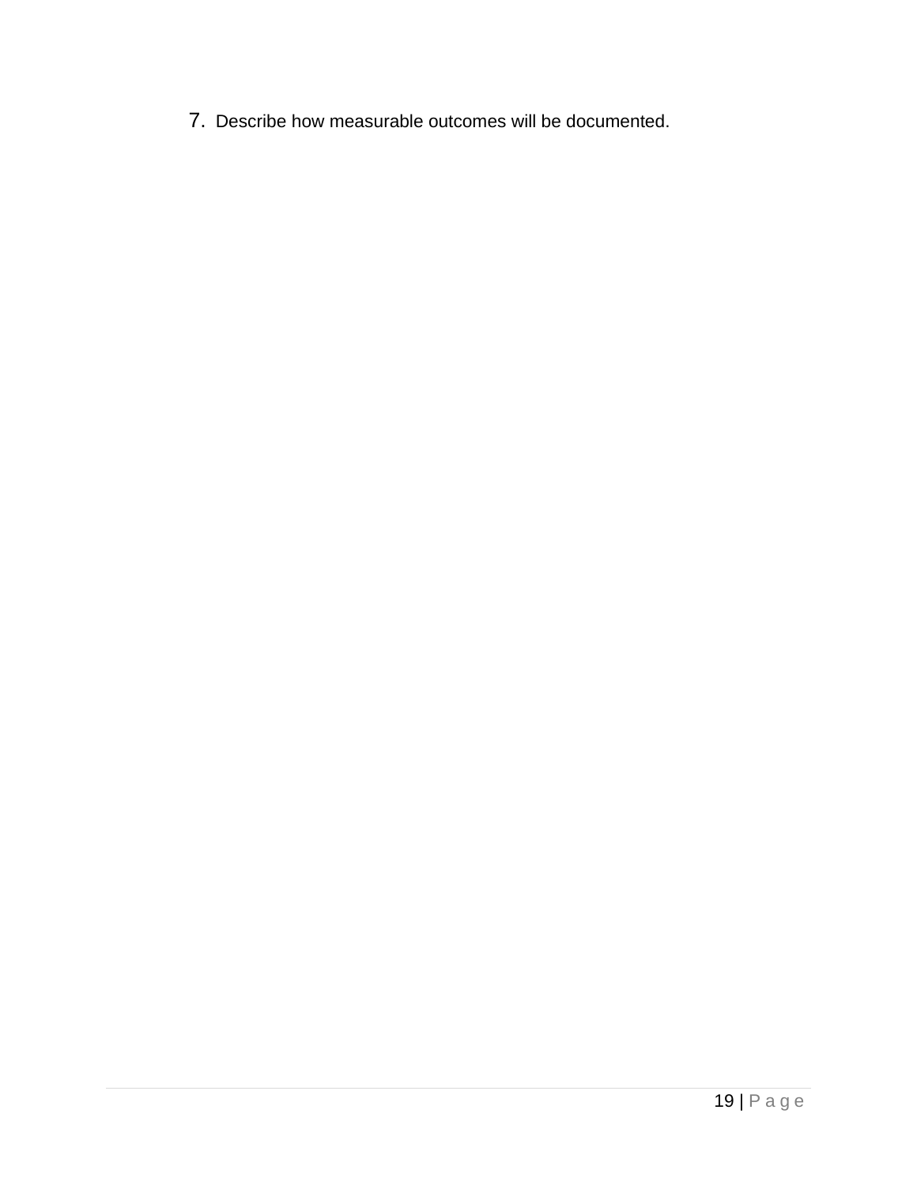7. Describe how measurable outcomes will be documented.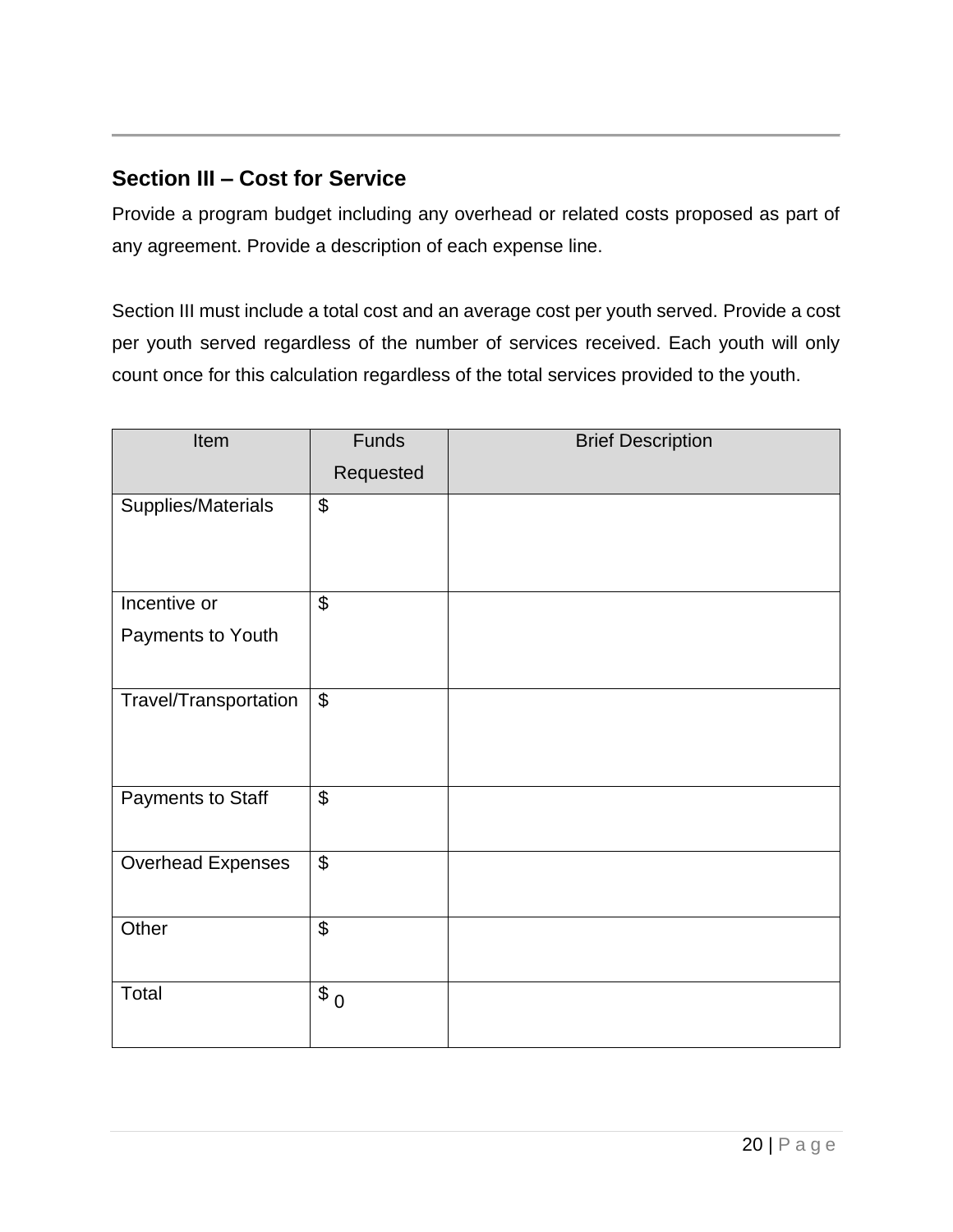## Section III – Cost for Service

Provide a program budget including any overhead or related costs proposed as part of any agreement. Provide a description of each expense line.

Section III must include a total cost and an average cost per youth served. Provide a cost per youth served regardless of the number of services received. Each youth will only count once for this calculation regardless of the total services provided to the youth.

| Item | Funds Requested | Brief Description |
|---|---|---|
| Supplies/Materials | $ | |
| Incentive or Payments to Youth | $ | |
| Travel/Transportation | $ | |
| Payments to Staff | $ | |
| Overhead Expenses | $ | |
| Other | $ | |
| Total | $ 0 | |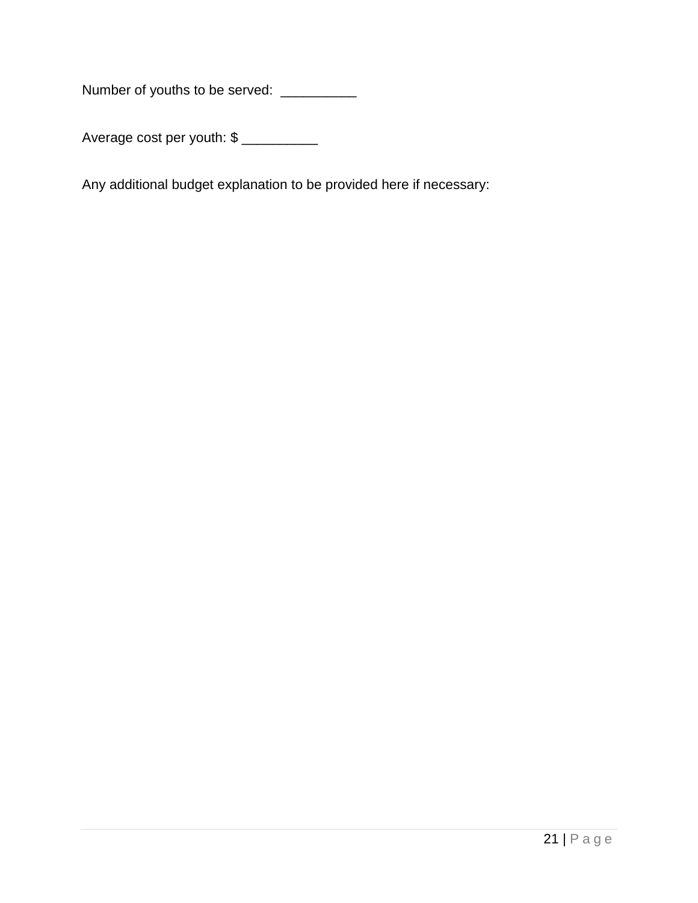Number of youths to be served: __________

Average cost per youth: $ __________

Any additional budget explanation to be provided here if necessary: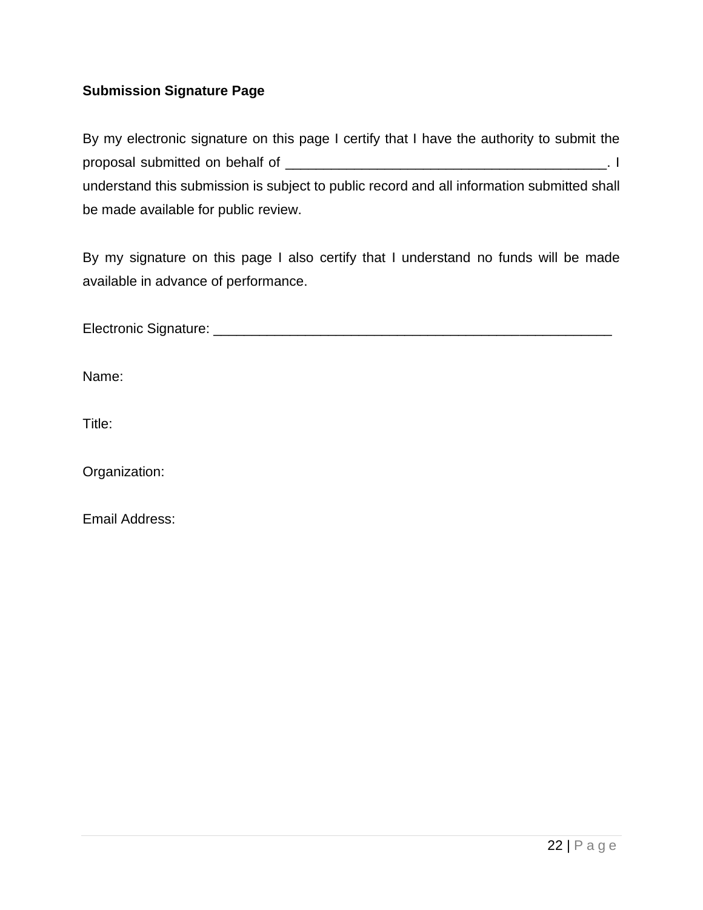**Submission Signature Page**

By my electronic signature on this page I certify that I have the authority to submit the proposal submitted on behalf of ___________________________________________. I understand this submission is subject to public record and all information submitted shall be made available for public review.

By my signature on this page I also certify that I understand no funds will be made available in advance of performance.

Electronic Signature: _____________________________________________________

Name:

Title:

Organization:

Email Address: